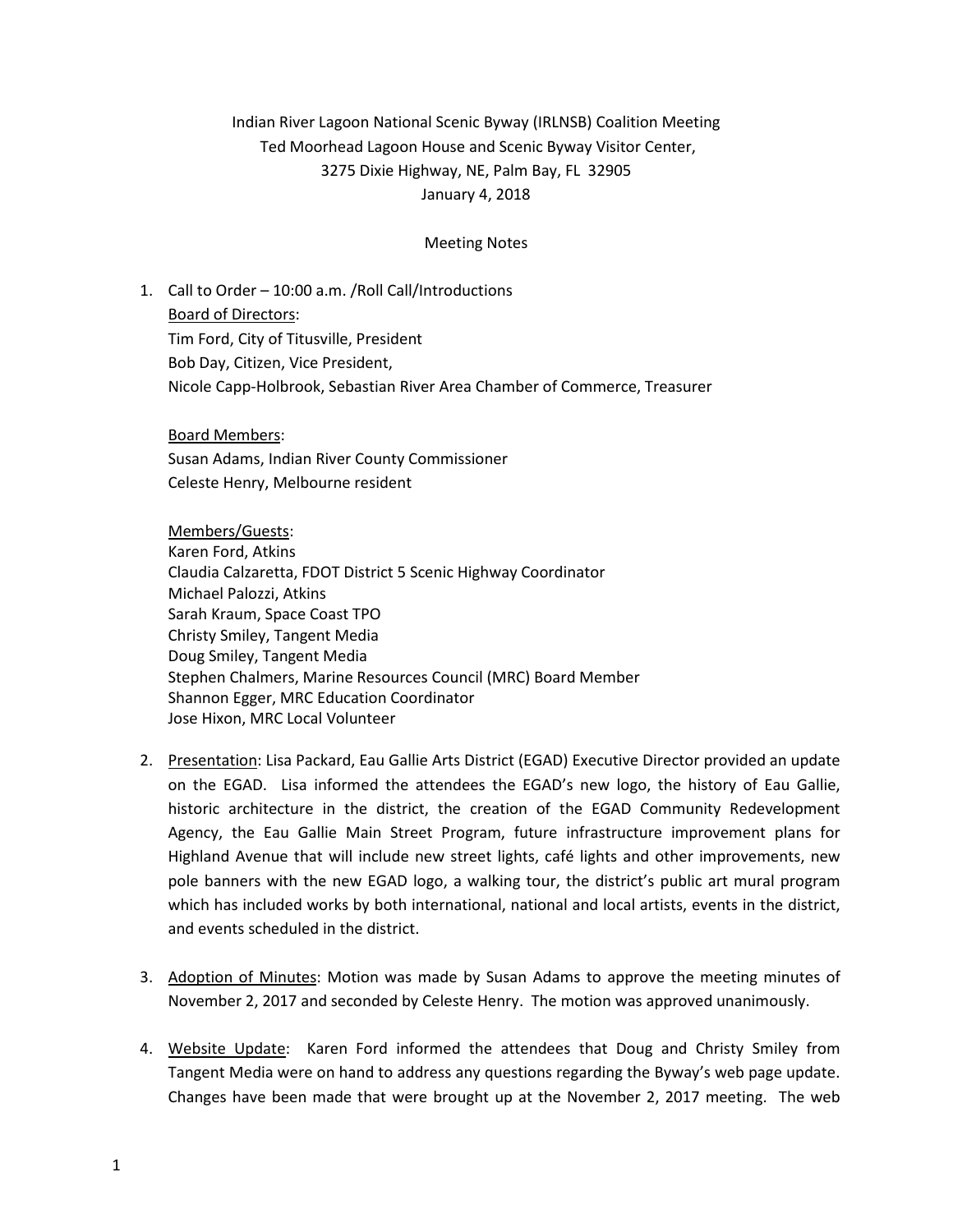Indian River Lagoon National Scenic Byway (IRLNSB) Coalition Meeting
Ted Moorhead Lagoon House and Scenic Byway Visitor Center,
3275 Dixie Highway, NE, Palm Bay, FL 32905
January 4, 2018

Meeting Notes

1. Call to Order – 10:00 a.m. /Roll Call/Introductions

   Board of Directors:
   Tim Ford, City of Titusville, President
   Bob Day, Citizen, Vice President,
   Nicole Capp-Holbrook, Sebastian River Area Chamber of Commerce, Treasurer

   Board Members:
   Susan Adams, Indian River County Commissioner
   Celeste Henry, Melbourne resident

   Members/Guests:
   Karen Ford, Atkins
   Claudia Calzaretta, FDOT District 5 Scenic Highway Coordinator
   Michael Palozzi, Atkins
   Sarah Kraum, Space Coast TPO
   Christy Smiley, Tangent Media
   Doug Smiley, Tangent Media
   Stephen Chalmers, Marine Resources Council (MRC) Board Member
   Shannon Egger, MRC Education Coordinator
   Jose Hixon, MRC Local Volunteer

2. Presentation: Lisa Packard, Eau Gallie Arts District (EGAD) Executive Director provided an update on the EGAD. Lisa informed the attendees the EGAD's new logo, the history of Eau Gallie, historic architecture in the district, the creation of the EGAD Community Redevelopment Agency, the Eau Gallie Main Street Program, future infrastructure improvement plans for Highland Avenue that will include new street lights, café lights and other improvements, new pole banners with the new EGAD logo, a walking tour, the district's public art mural program which has included works by both international, national and local artists, events in the district, and events scheduled in the district.

3. Adoption of Minutes: Motion was made by Susan Adams to approve the meeting minutes of November 2, 2017 and seconded by Celeste Henry. The motion was approved unanimously.

4. Website Update: Karen Ford informed the attendees that Doug and Christy Smiley from Tangent Media were on hand to address any questions regarding the Byway's web page update. Changes have been made that were brought up at the November 2, 2017 meeting. The web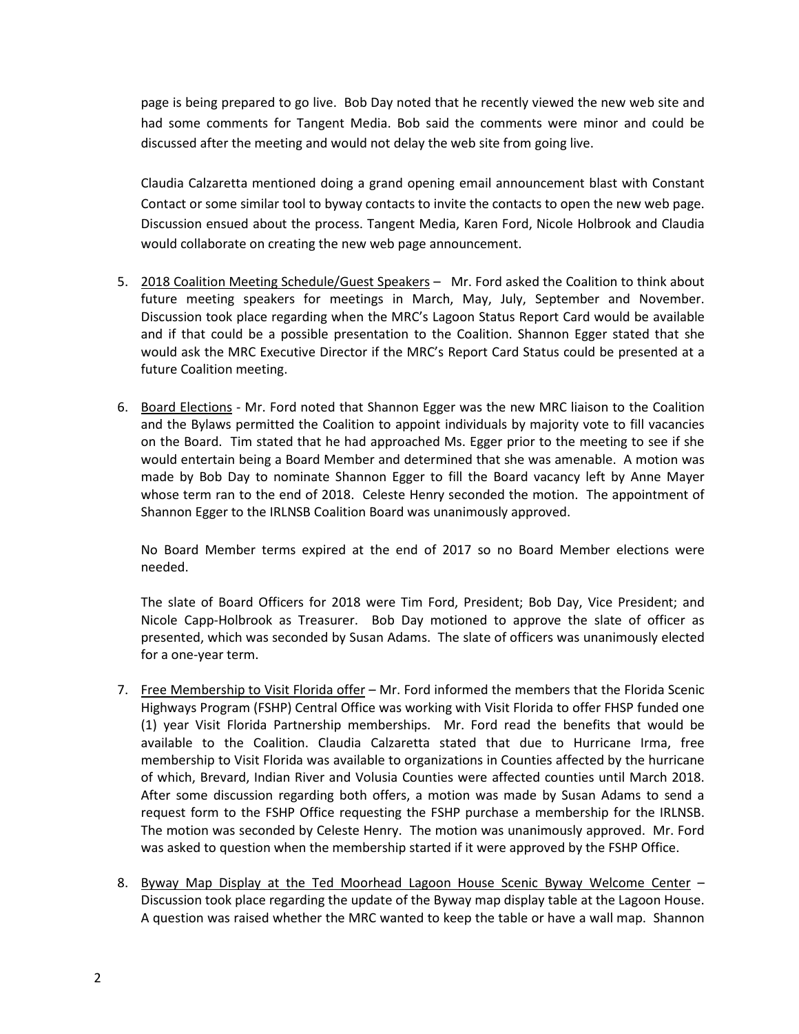page is being prepared to go live. Bob Day noted that he recently viewed the new web site and had some comments for Tangent Media. Bob said the comments were minor and could be discussed after the meeting and would not delay the web site from going live.

Claudia Calzaretta mentioned doing a grand opening email announcement blast with Constant Contact or some similar tool to byway contacts to invite the contacts to open the new web page. Discussion ensued about the process. Tangent Media, Karen Ford, Nicole Holbrook and Claudia would collaborate on creating the new web page announcement.

5. <u>2018 Coalition Meeting Schedule/Guest Speakers</u> – Mr. Ford asked the Coalition to think about future meeting speakers for meetings in March, May, July, September and November. Discussion took place regarding when the MRC's Lagoon Status Report Card would be available and if that could be a possible presentation to the Coalition. Shannon Egger stated that she would ask the MRC Executive Director if the MRC's Report Card Status could be presented at a future Coalition meeting.

6. <u>Board Elections</u> - Mr. Ford noted that Shannon Egger was the new MRC liaison to the Coalition and the Bylaws permitted the Coalition to appoint individuals by majority vote to fill vacancies on the Board. Tim stated that he had approached Ms. Egger prior to the meeting to see if she would entertain being a Board Member and determined that she was amenable. A motion was made by Bob Day to nominate Shannon Egger to fill the Board vacancy left by Anne Mayer whose term ran to the end of 2018. Celeste Henry seconded the motion. The appointment of Shannon Egger to the IRLNSB Coalition Board was unanimously approved.

   No Board Member terms expired at the end of 2017 so no Board Member elections were needed.

   The slate of Board Officers for 2018 were Tim Ford, President; Bob Day, Vice President; and Nicole Capp-Holbrook as Treasurer. Bob Day motioned to approve the slate of officer as presented, which was seconded by Susan Adams. The slate of officers was unanimously elected for a one-year term.

7. <u>Free Membership to Visit Florida offer</u> – Mr. Ford informed the members that the Florida Scenic Highways Program (FSHP) Central Office was working with Visit Florida to offer FHSP funded one (1) year Visit Florida Partnership memberships. Mr. Ford read the benefits that would be available to the Coalition. Claudia Calzaretta stated that due to Hurricane Irma, free membership to Visit Florida was available to organizations in Counties affected by the hurricane of which, Brevard, Indian River and Volusia Counties were affected counties until March 2018. After some discussion regarding both offers, a motion was made by Susan Adams to send a request form to the FSHP Office requesting the FSHP purchase a membership for the IRLNSB. The motion was seconded by Celeste Henry. The motion was unanimously approved. Mr. Ford was asked to question when the membership started if it were approved by the FSHP Office.

8. <u>Byway Map Display at the Ted Moorhead Lagoon House Scenic Byway Welcome Center</u> – Discussion took place regarding the update of the Byway map display table at the Lagoon House. A question was raised whether the MRC wanted to keep the table or have a wall map. Shannon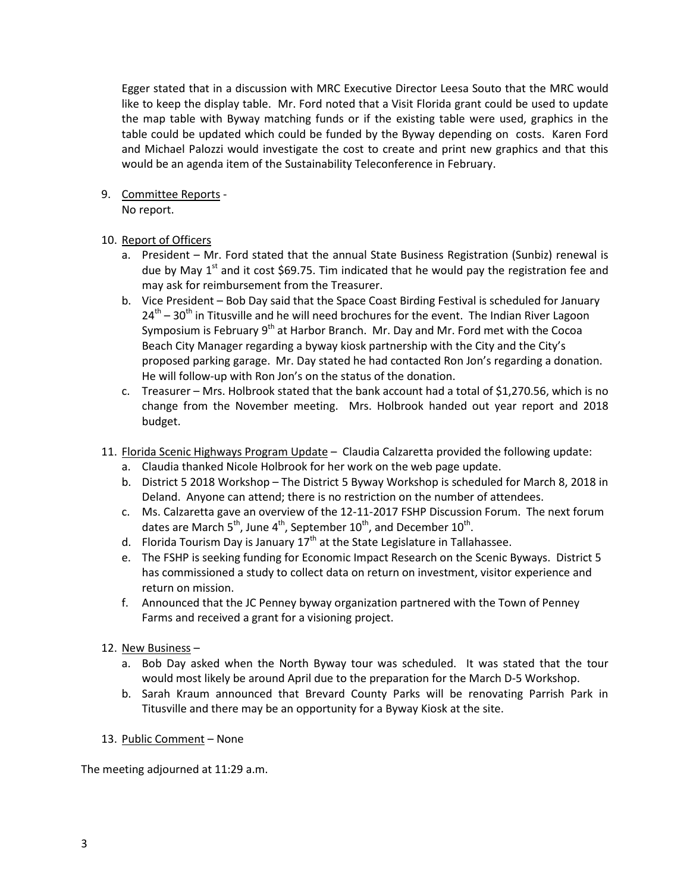Egger stated that in a discussion with MRC Executive Director Leesa Souto that the MRC would like to keep the display table. Mr. Ford noted that a Visit Florida grant could be used to update the map table with Byway matching funds or if the existing table were used, graphics in the table could be updated which could be funded by the Byway depending on costs. Karen Ford and Michael Palozzi would investigate the cost to create and print new graphics and that this would be an agenda item of the Sustainability Teleconference in February.

9. <u>Committee Reports</u> -
   No report.

10. <u>Report of Officers</u>
    a. President – Mr. Ford stated that the annual State Business Registration (Sunbiz) renewal is due by May 1st and it cost $69.75. Tim indicated that he would pay the registration fee and may ask for reimbursement from the Treasurer.
    b. Vice President – Bob Day said that the Space Coast Birding Festival is scheduled for January 24th – 30th in Titusville and he will need brochures for the event. The Indian River Lagoon Symposium is February 9th at Harbor Branch. Mr. Day and Mr. Ford met with the Cocoa Beach City Manager regarding a byway kiosk partnership with the City and the City's proposed parking garage. Mr. Day stated he had contacted Ron Jon's regarding a donation. He will follow-up with Ron Jon's on the status of the donation.
    c. Treasurer – Mrs. Holbrook stated that the bank account had a total of $1,270.56, which is no change from the November meeting. Mrs. Holbrook handed out year report and 2018 budget.

11. <u>Florida Scenic Highways Program Update</u> – Claudia Calzaretta provided the following update:
    a. Claudia thanked Nicole Holbrook for her work on the web page update.
    b. District 5 2018 Workshop – The District 5 Byway Workshop is scheduled for March 8, 2018 in Deland. Anyone can attend; there is no restriction on the number of attendees.
    c. Ms. Calzaretta gave an overview of the 12-11-2017 FSHP Discussion Forum. The next forum dates are March 5th, June 4th, September 10th, and December 10th.
    d. Florida Tourism Day is January 17th at the State Legislature in Tallahassee.
    e. The FSHP is seeking funding for Economic Impact Research on the Scenic Byways. District 5 has commissioned a study to collect data on return on investment, visitor experience and return on mission.
    f. Announced that the JC Penney byway organization partnered with the Town of Penney Farms and received a grant for a visioning project.

12. <u>New Business</u> –
    a. Bob Day asked when the North Byway tour was scheduled. It was stated that the tour would most likely be around April due to the preparation for the March D-5 Workshop.
    b. Sarah Kraum announced that Brevard County Parks will be renovating Parrish Park in Titusville and there may be an opportunity for a Byway Kiosk at the site.

13. <u>Public Comment</u> – None

The meeting adjourned at 11:29 a.m.